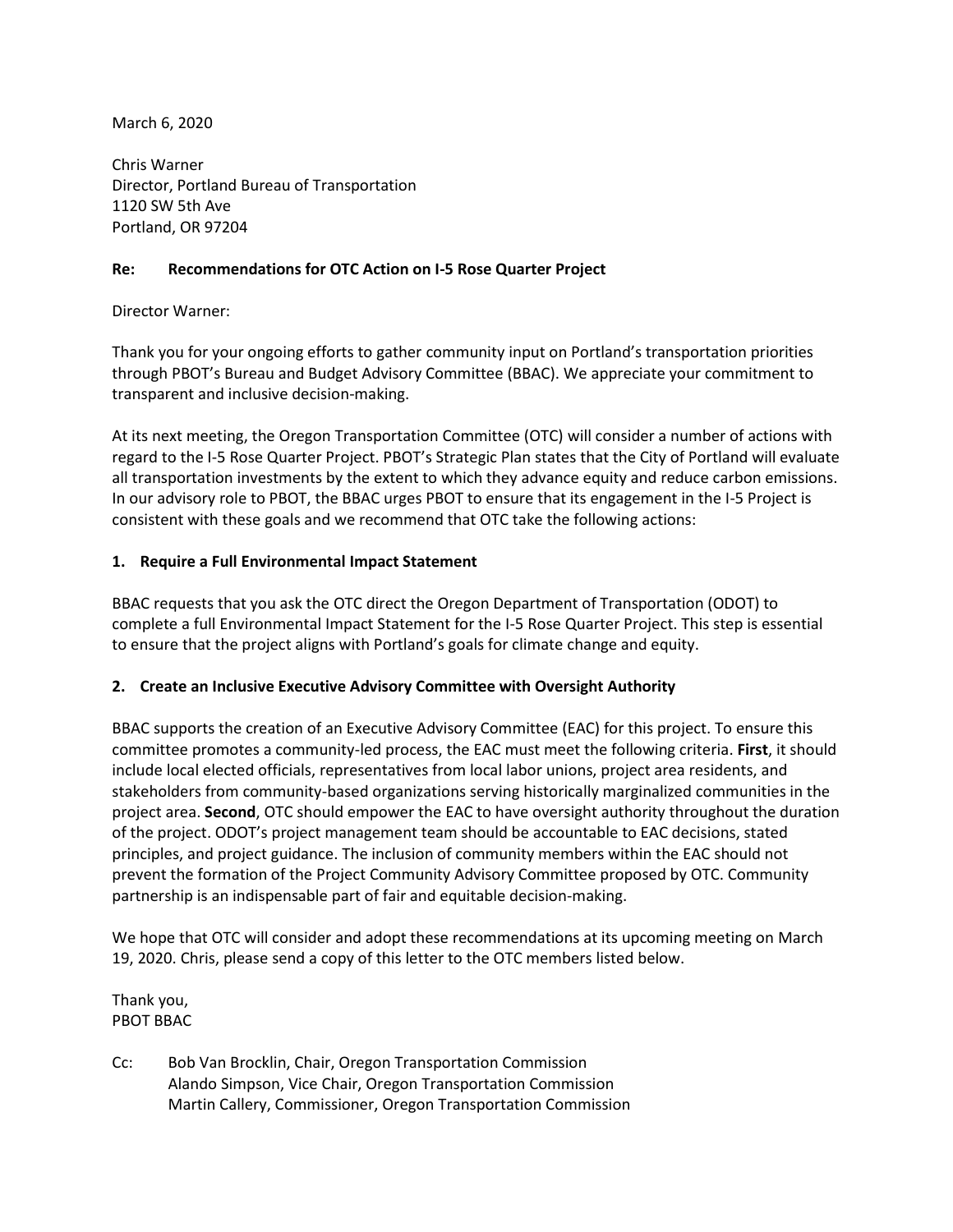March 6, 2020

Chris Warner
Director, Portland Bureau of Transportation
1120 SW 5th Ave
Portland, OR 97204

**Re: Recommendations for OTC Action on I-5 Rose Quarter Project**

Director Warner:

Thank you for your ongoing efforts to gather community input on Portland's transportation priorities through PBOT's Bureau and Budget Advisory Committee (BBAC). We appreciate your commitment to transparent and inclusive decision-making.

At its next meeting, the Oregon Transportation Committee (OTC) will consider a number of actions with regard to the I-5 Rose Quarter Project. PBOT's Strategic Plan states that the City of Portland will evaluate all transportation investments by the extent to which they advance equity and reduce carbon emissions. In our advisory role to PBOT, the BBAC urges PBOT to ensure that its engagement in the I-5 Project is consistent with these goals and we recommend that OTC take the following actions:

**1. Require a Full Environmental Impact Statement**

BBAC requests that you ask the OTC direct the Oregon Department of Transportation (ODOT) to complete a full Environmental Impact Statement for the I-5 Rose Quarter Project. This step is essential to ensure that the project aligns with Portland's goals for climate change and equity.

**2. Create an Inclusive Executive Advisory Committee with Oversight Authority**

BBAC supports the creation of an Executive Advisory Committee (EAC) for this project. To ensure this committee promotes a community-led process, the EAC must meet the following criteria. **First**, it should include local elected officials, representatives from local labor unions, project area residents, and stakeholders from community-based organizations serving historically marginalized communities in the project area. **Second**, OTC should empower the EAC to have oversight authority throughout the duration of the project. ODOT's project management team should be accountable to EAC decisions, stated principles, and project guidance. The inclusion of community members within the EAC should not prevent the formation of the Project Community Advisory Committee proposed by OTC. Community partnership is an indispensable part of fair and equitable decision-making.

We hope that OTC will consider and adopt these recommendations at its upcoming meeting on March 19, 2020. Chris, please send a copy of this letter to the OTC members listed below.

Thank you,
PBOT BBAC

Cc: Bob Van Brocklin, Chair, Oregon Transportation Commission
Alando Simpson, Vice Chair, Oregon Transportation Commission
Martin Callery, Commissioner, Oregon Transportation Commission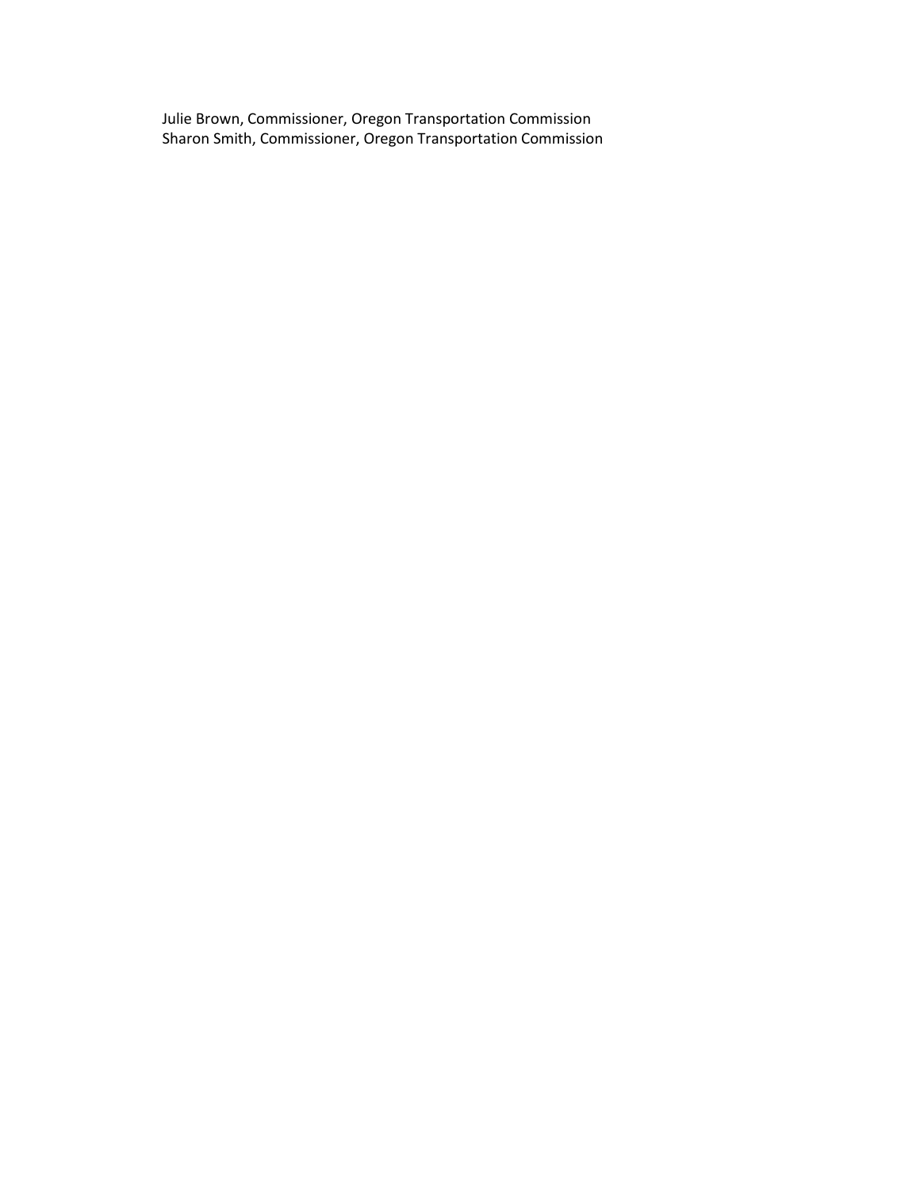Julie Brown, Commissioner, Oregon Transportation Commission
Sharon Smith, Commissioner, Oregon Transportation Commission